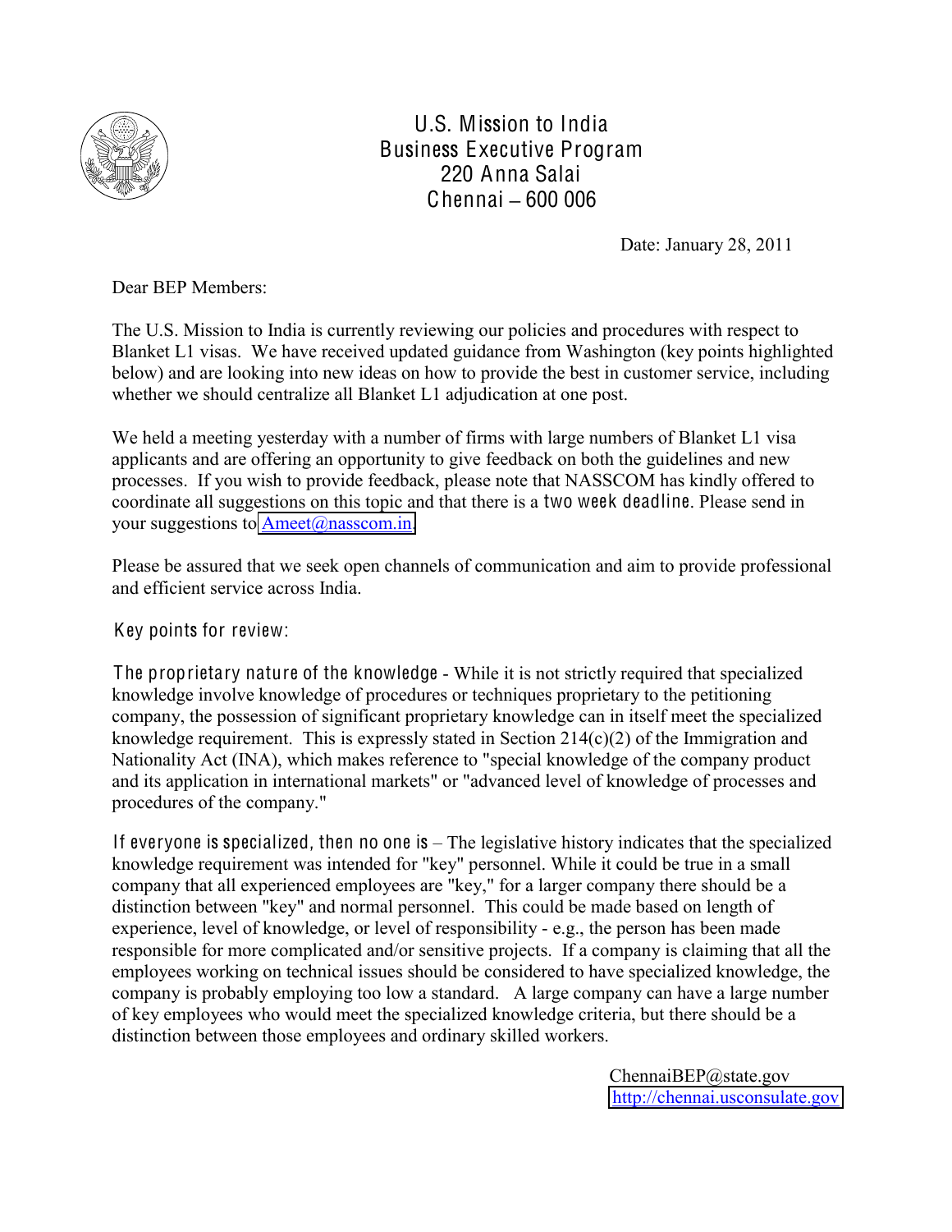# U.S. Mission to India
## Business Executive Program
220 Anna Salai
Chennai – 600 006

Date: January 28, 2011

Dear BEP Members:

The U.S. Mission to India is currently reviewing our policies and procedures with respect to Blanket L1 visas. We have received updated guidance from Washington (key points highlighted below) and are looking into new ideas on how to provide the best in customer service, including whether we should centralize all Blanket L1 adjudication at one post.

We held a meeting yesterday with a number of firms with large numbers of Blanket L1 visa applicants and are offering an opportunity to give feedback on both the guidelines and new processes. If you wish to provide feedback, please note that NASSCOM has kindly offered to coordinate all suggestions on this topic and that there is a two week deadline. Please send in your suggestions to Ameet@nasscom.in.

Please be assured that we seek open channels of communication and aim to provide professional and efficient service across India.

Key points for review:

The proprietary nature of the knowledge - While it is not strictly required that specialized knowledge involve knowledge of procedures or techniques proprietary to the petitioning company, the possession of significant proprietary knowledge can in itself meet the specialized knowledge requirement. This is expressly stated in Section 214(c)(2) of the Immigration and Nationality Act (INA), which makes reference to "special knowledge of the company product and its application in international markets" or "advanced level of knowledge of processes and procedures of the company."

If everyone is specialized, then no one is – The legislative history indicates that the specialized knowledge requirement was intended for "key" personnel. While it could be true in a small company that all experienced employees are "key," for a larger company there should be a distinction between "key" and normal personnel. This could be made based on length of experience, level of knowledge, or level of responsibility - e.g., the person has been made responsible for more complicated and/or sensitive projects. If a company is claiming that all the employees working on technical issues should be considered to have specialized knowledge, the company is probably employing too low a standard. A large company can have a large number of key employees who would meet the specialized knowledge criteria, but there should be a distinction between those employees and ordinary skilled workers.

ChennaiBEP@state.gov
http://chennai.usconsulate.gov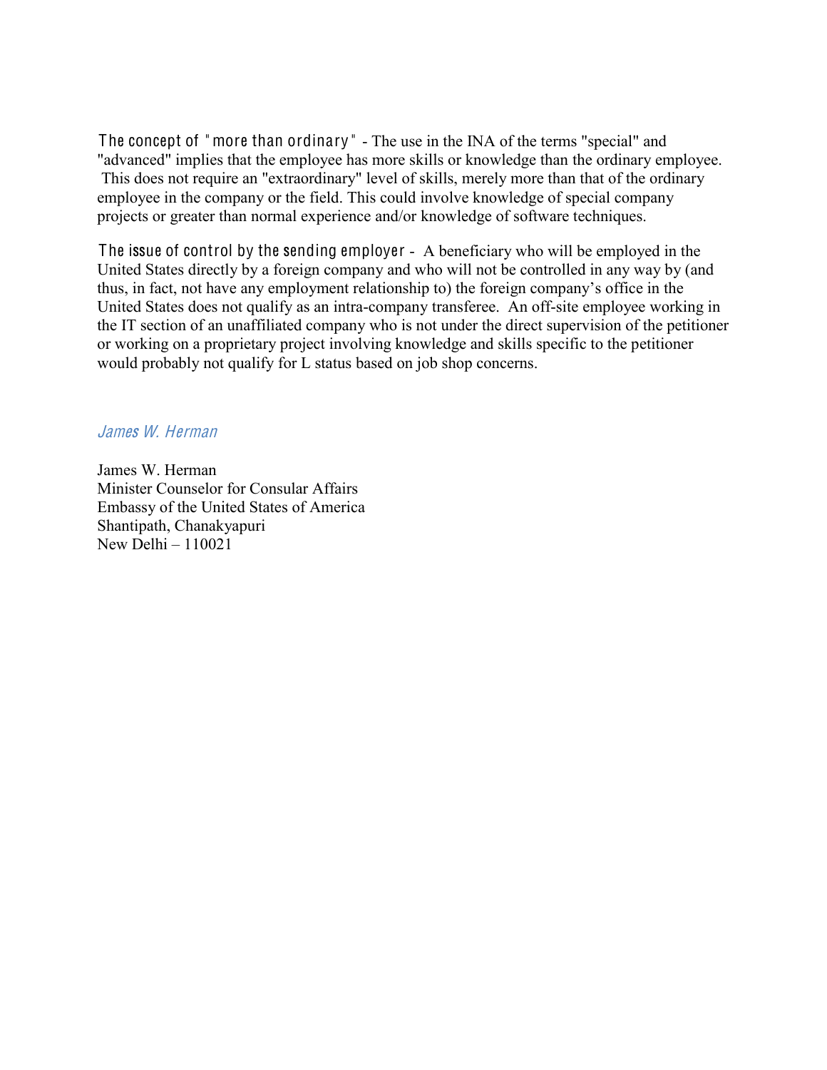**The concept of "more than ordinary"** - The use in the INA of the terms "special" and "advanced" implies that the employee has more skills or knowledge than the ordinary employee. This does not require an "extraordinary" level of skills, merely more than that of the ordinary employee in the company or the field. This could involve knowledge of special company projects or greater than normal experience and/or knowledge of software techniques.

**The issue of control by the sending employer** - A beneficiary who will be employed in the United States directly by a foreign company and who will not be controlled in any way by (and thus, in fact, not have any employment relationship to) the foreign company's office in the United States does not qualify as an intra-company transferee. An off-site employee working in the IT section of an unaffiliated company who is not under the direct supervision of the petitioner or working on a proprietary project involving knowledge and skills specific to the petitioner would probably not qualify for L status based on job shop concerns.

*James W. Herman*

James W. Herman
Minister Counselor for Consular Affairs
Embassy of the United States of America
Shantipath, Chanakyapuri
New Delhi – 110021